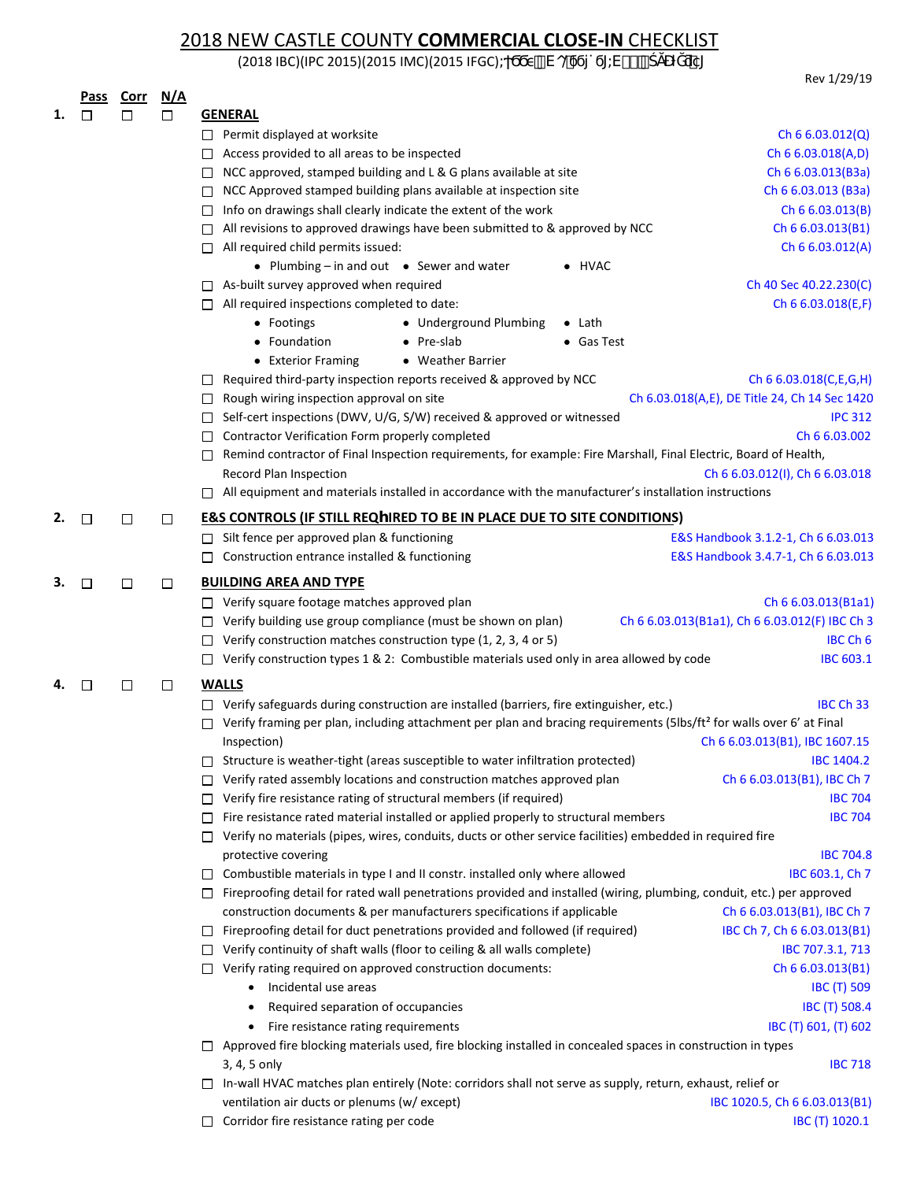# 2018 NEW CASTLE COUNTY **COMMERCIAL CLOSE-IN** CHECKLIST

(2018 IBC)(IPC 2015)(2015 IMC)(2015 IFGC)

Rev 1/29/19

| | Pass | Corr | N/A | |
|---|---|---|---|---|
| 1. | ☐ | ☐ | ☐ | **GENERAL** |

- ☐ Permit displayed at worksite — Ch 6 6.03.012(Q)
- ☐ Access provided to all areas to be inspected — Ch 6 6.03.018(A,D)
- ☐ NCC approved, stamped building and L & G plans available at site — Ch 6 6.03.013(B3a)
- ☐ NCC Approved stamped building plans available at inspection site — Ch 6 6.03.013 (B3a)
- ☐ Info on drawings shall clearly indicate the extent of the work — Ch 6 6.03.013(B)
- ☐ All revisions to approved drawings have been submitted to & approved by NCC — Ch 6 6.03.013(B1)
- ☐ All required child permits issued: — Ch 6 6.03.012(A)
  - Plumbing – in and out
  - Sewer and water
  - HVAC
- ☐ As-built survey approved when required — Ch 40 Sec 40.22.230(C)
- ☐ All required inspections completed to date: — Ch 6 6.03.018(E,F)
  - Footings
  - Underground Plumbing
  - Lath
  - Foundation
  - Pre-slab
  - Gas Test
  - Exterior Framing
  - Weather Barrier
- ☐ Required third-party inspection reports received & approved by NCC — Ch 6 6.03.018(C,E,G,H)
- ☐ Rough wiring inspection approval on site — Ch 6.03.018(A,E), DE Title 24, Ch 14 Sec 1420
- ☐ Self-cert inspections (DWV, U/G, S/W) received & approved or witnessed — IPC 312
- ☐ Contractor Verification Form properly completed — Ch 6 6.03.002
- ☐ Remind contractor of Final Inspection requirements, for example: Fire Marshall, Final Electric, Board of Health, Record Plan Inspection — Ch 6 6.03.012(I), Ch 6 6.03.018
- ☐ All equipment and materials installed in accordance with the manufacturer's installation instructions

| | Pass | Corr | N/A | |
|---|---|---|---|---|
| 2. | ☐ | ☐ | ☐ | **E&S CONTROLS (IF STILL REQUIRED TO BE IN PLACE DUE TO SITE CONDITIONS)** |

- ☐ Silt fence per approved plan & functioning — E&S Handbook 3.1.2-1, Ch 6 6.03.013
- ☐ Construction entrance installed & functioning — E&S Handbook 3.4.7-1, Ch 6 6.03.013

| | Pass | Corr | N/A | |
|---|---|---|---|---|
| 3. | ☐ | ☐ | ☐ | **BUILDING AREA AND TYPE** |

- ☐ Verify square footage matches approved plan — Ch 6 6.03.013(B1a1)
- ☐ Verify building use group compliance (must be shown on plan) — Ch 6 6.03.013(B1a1), Ch 6 6.03.012(F) IBC Ch 3
- ☐ Verify construction matches construction type (1, 2, 3, 4 or 5) — IBC Ch 6
- ☐ Verify construction types 1 & 2: Combustible materials used only in area allowed by code — IBC 603.1

| | Pass | Corr | N/A | |
|---|---|---|---|---|
| 4. | ☐ | ☐ | ☐ | **WALLS** |

- ☐ Verify safeguards during construction are installed (barriers, fire extinguisher, etc.) — IBC Ch 33
- ☐ Verify framing per plan, including attachment per plan and bracing requirements (5lbs/ft² for walls over 6' at Final Inspection) — Ch 6 6.03.013(B1), IBC 1607.15
- ☐ Structure is weather-tight (areas susceptible to water infiltration protected) — IBC 1404.2
- ☐ Verify rated assembly locations and construction matches approved plan — Ch 6 6.03.013(B1), IBC Ch 7
- ☐ Verify fire resistance rating of structural members (if required) — IBC 704
- ☐ Fire resistance rated material installed or applied properly to structural members — IBC 704
- ☐ Verify no materials (pipes, wires, conduits, ducts or other service facilities) embedded in required fire protective covering — IBC 704.8
- ☐ Combustible materials in type I and II constr. installed only where allowed — IBC 603.1, Ch 7
- ☐ Fireproofing detail for rated wall penetrations provided and installed (wiring, plumbing, conduit, etc.) per approved construction documents & per manufacturers specifications if applicable — Ch 6 6.03.013(B1), IBC Ch 7
- ☐ Fireproofing detail for duct penetrations provided and followed (if required) — IBC Ch 7, Ch 6 6.03.013(B1)
- ☐ Verify continuity of shaft walls (floor to ceiling & all walls complete) — IBC 707.3.1, 713
- ☐ Verify rating required on approved construction documents: — Ch 6 6.03.013(B1)
  - Incidental use areas — IBC (T) 509
  - Required separation of occupancies — IBC (T) 508.4
  - Fire resistance rating requirements — IBC (T) 601, (T) 602
- ☐ Approved fire blocking materials used, fire blocking installed in concealed spaces in construction in types 3, 4, 5 only — IBC 718
- ☐ In-wall HVAC matches plan entirely (Note: corridors shall not serve as supply, return, exhaust, relief or ventilation air ducts or plenums (w/ except) — IBC 1020.5, Ch 6 6.03.013(B1)
- ☐ Corridor fire resistance rating per code — IBC (T) 1020.1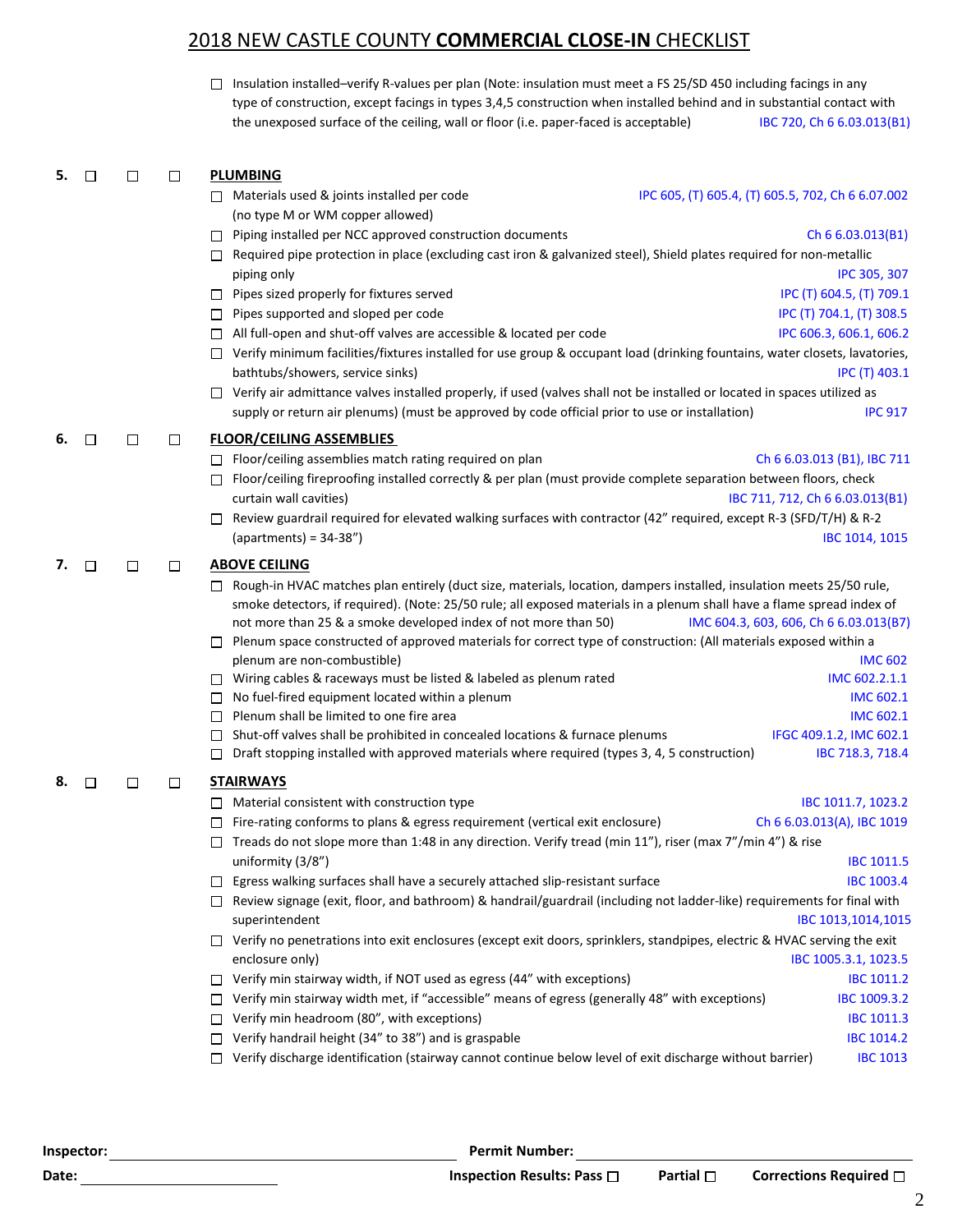# 2018 NEW CASTLE COUNTY **COMMERCIAL CLOSE-IN** CHECKLIST

- ☐ Insulation installed–verify R-values per plan (Note: insulation must meet a FS 25/SD 450 including facings in any type of construction, except facings in types 3,4,5 construction when installed behind and in substantial contact with the unexposed surface of the ceiling, wall or floor (i.e. paper-faced is acceptable) — IBC 720, Ch 6 6.03.013(B1)

## 5. ☐ ☐ ☐ PLUMBING

- ☐ Materials used & joints installed per code (no type M or WM copper allowed) — IPC 605, (T) 605.4, (T) 605.5, 702, Ch 6 6.07.002
- ☐ Piping installed per NCC approved construction documents — Ch 6 6.03.013(B1)
- ☐ Required pipe protection in place (excluding cast iron & galvanized steel), Shield plates required for non-metallic piping only — IPC 305, 307
- ☐ Pipes sized properly for fixtures served — IPC (T) 604.5, (T) 709.1
- ☐ Pipes supported and sloped per code — IPC (T) 704.1, (T) 308.5
- ☐ All full-open and shut-off valves are accessible & located per code — IPC 606.3, 606.1, 606.2
- ☐ Verify minimum facilities/fixtures installed for use group & occupant load (drinking fountains, water closets, lavatories, bathtubs/showers, service sinks) — IPC (T) 403.1
- ☐ Verify air admittance valves installed properly, if used (valves shall not be installed or located in spaces utilized as supply or return air plenums) (must be approved by code official prior to use or installation) — IPC 917

## 6. ☐ ☐ ☐ FLOOR/CEILING ASSEMBLIES

- ☐ Floor/ceiling assemblies match rating required on plan — Ch 6 6.03.013 (B1), IBC 711
- ☐ Floor/ceiling fireproofing installed correctly & per plan (must provide complete separation between floors, check curtain wall cavities) — IBC 711, 712, Ch 6 6.03.013(B1)
- ☐ Review guardrail required for elevated walking surfaces with contractor (42" required, except R-3 (SFD/T/H) & R-2 (apartments) = 34-38") — IBC 1014, 1015

## 7. ☐ ☐ ☐ ABOVE CEILING

- ☐ Rough-in HVAC matches plan entirely (duct size, materials, location, dampers installed, insulation meets 25/50 rule, smoke detectors, if required). (Note: 25/50 rule; all exposed materials in a plenum shall have a flame spread index of not more than 25 & a smoke developed index of not more than 50) — IMC 604.3, 603, 606, Ch 6 6.03.013(B7)
- ☐ Plenum space constructed of approved materials for correct type of construction: (All materials exposed within a plenum are non-combustible) — IMC 602
- ☐ Wiring cables & raceways must be listed & labeled as plenum rated — IMC 602.2.1.1
- ☐ No fuel-fired equipment located within a plenum — IMC 602.1
- ☐ Plenum shall be limited to one fire area — IMC 602.1
- ☐ Shut-off valves shall be prohibited in concealed locations & furnace plenums — IFGC 409.1.2, IMC 602.1
- ☐ Draft stopping installed with approved materials where required (types 3, 4, 5 construction) — IBC 718.3, 718.4

## 8. ☐ ☐ ☐ STAIRWAYS

- ☐ Material consistent with construction type — IBC 1011.7, 1023.2
- ☐ Fire-rating conforms to plans & egress requirement (vertical exit enclosure) — Ch 6 6.03.013(A), IBC 1019
- ☐ Treads do not slope more than 1:48 in any direction. Verify tread (min 11"), riser (max 7"/min 4") & rise uniformity (3/8") — IBC 1011.5
- ☐ Egress walking surfaces shall have a securely attached slip-resistant surface — IBC 1003.4
- ☐ Review signage (exit, floor, and bathroom) & handrail/guardrail (including not ladder-like) requirements for final with superintendent — IBC 1013,1014,1015
- ☐ Verify no penetrations into exit enclosures (except exit doors, sprinklers, standpipes, electric & HVAC serving the exit enclosure only) — IBC 1005.3.1, 1023.5
- ☐ Verify min stairway width, if NOT used as egress (44" with exceptions) — IBC 1011.2
- ☐ Verify min stairway width met, if "accessible" means of egress (generally 48" with exceptions) — IBC 1009.3.2
- ☐ Verify min headroom (80", with exceptions) — IBC 1011.3
- ☐ Verify handrail height (34" to 38") and is graspable — IBC 1014.2
- ☐ Verify discharge identification (stairway cannot continue below level of exit discharge without barrier) — IBC 1013

**Inspector:** ____________________ **Permit Number:** ____________________

**Date:** ____________________ **Inspection Results: Pass** ☐ **Partial** ☐ **Corrections Required** ☐